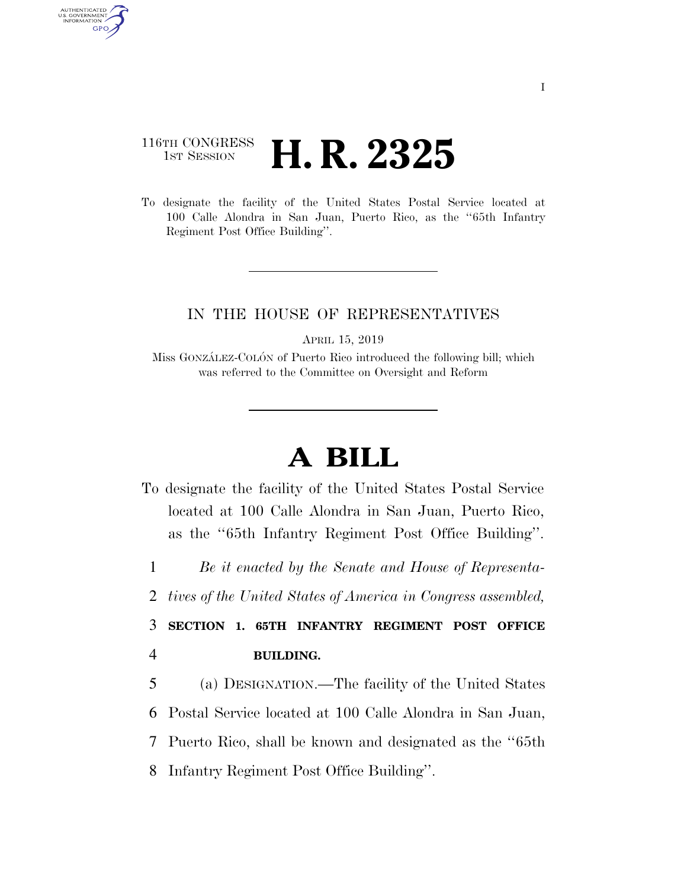I

116TH CONGRESS
1ST SESSION

# H. R. 2325

To designate the facility of the United States Postal Service located at 100 Calle Alondra in San Juan, Puerto Rico, as the ''65th Infantry Regiment Post Office Building''.

IN THE HOUSE OF REPRESENTATIVES

APRIL 15, 2019

Miss GONZÁLEZ-COLÓN of Puerto Rico introduced the following bill; which was referred to the Committee on Oversight and Reform

# A BILL

To designate the facility of the United States Postal Service located at 100 Calle Alondra in San Juan, Puerto Rico, as the ''65th Infantry Regiment Post Office Building''.

1 *Be it enacted by the Senate and House of Representa-*
2 *tives of the United States of America in Congress assembled,*

3 **SECTION 1. 65TH INFANTRY REGIMENT POST OFFICE**
4 **BUILDING.**

5 (a) DESIGNATION.—The facility of the United States
6 Postal Service located at 100 Calle Alondra in San Juan,
7 Puerto Rico, shall be known and designated as the ''65th
8 Infantry Regiment Post Office Building''.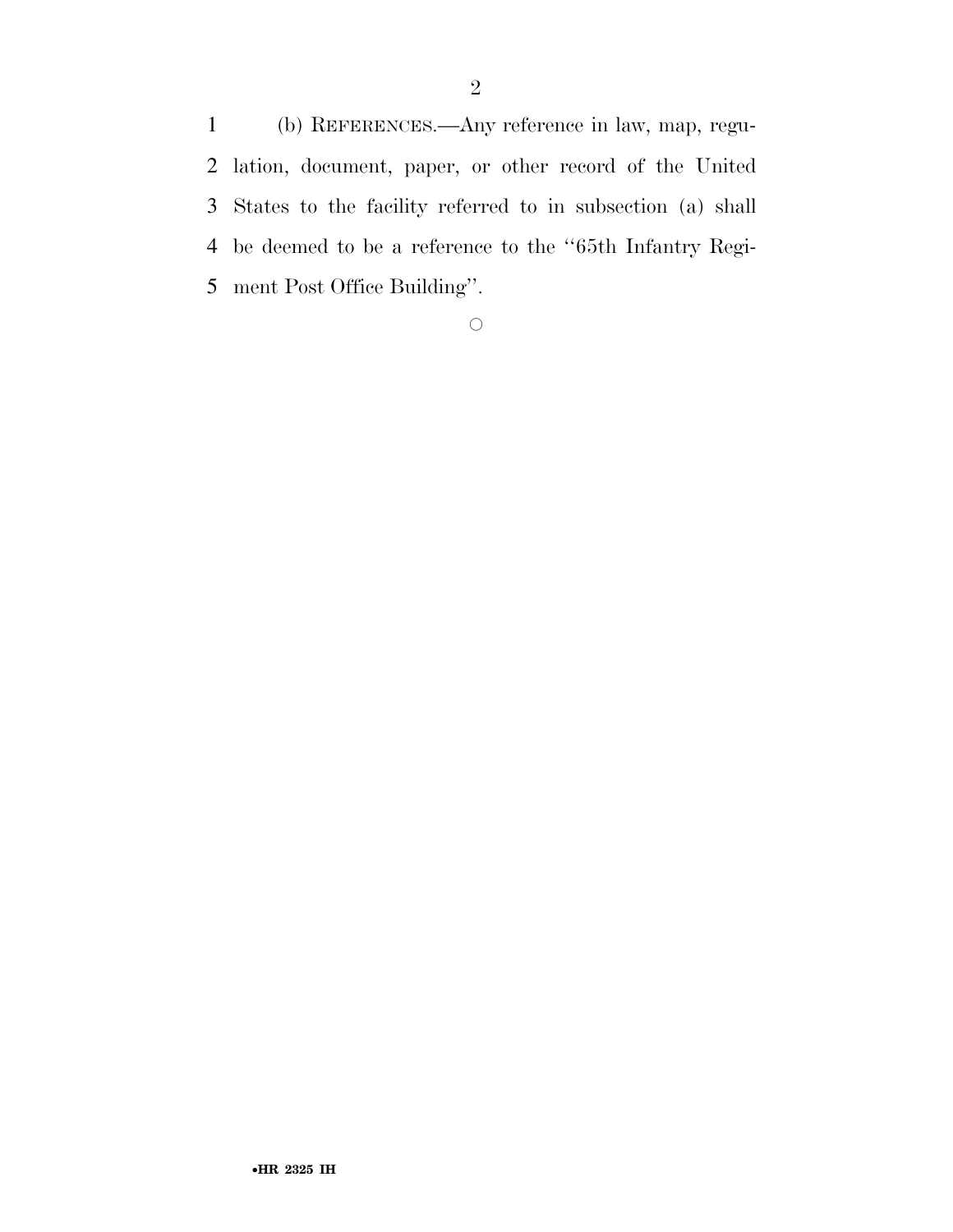(b) REFERENCES.—Any reference in law, map, regulation, document, paper, or other record of the United States to the facility referred to in subsection (a) shall be deemed to be a reference to the ''65th Infantry Regiment Post Office Building''.